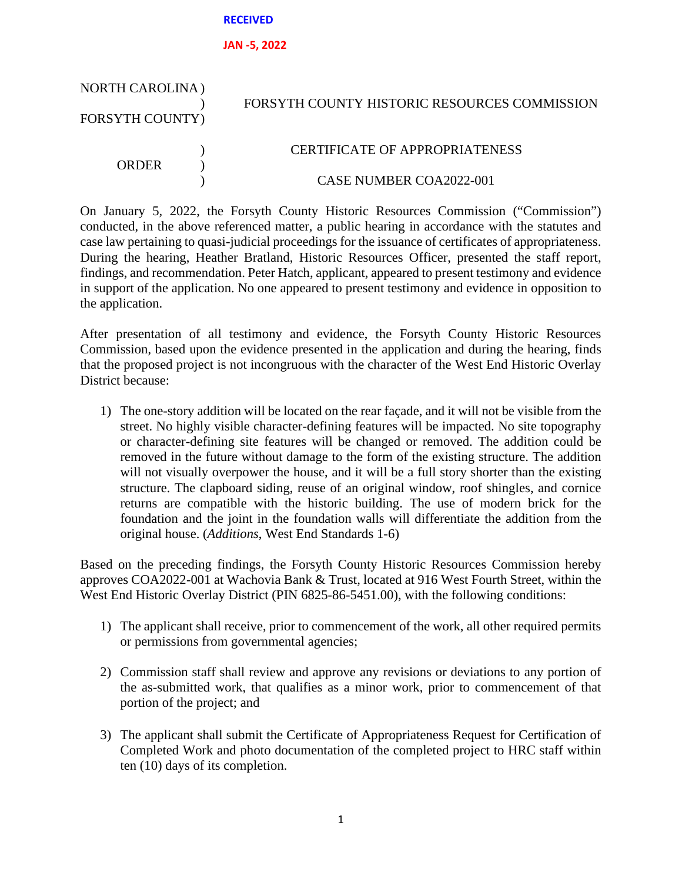**RECEIVED**

**JAN -5, 2022**

NORTH CAROLINA )
) FORSYTH COUNTY HISTORIC RESOURCES COMMISSION
FORSYTH COUNTY)

) CERTIFICATE OF APPROPRIATENESS
ORDER )
) CASE NUMBER COA2022-001

On January 5, 2022, the Forsyth County Historic Resources Commission ("Commission") conducted, in the above referenced matter, a public hearing in accordance with the statutes and case law pertaining to quasi-judicial proceedings for the issuance of certificates of appropriateness. During the hearing, Heather Bratland, Historic Resources Officer, presented the staff report, findings, and recommendation. Peter Hatch, applicant, appeared to present testimony and evidence in support of the application. No one appeared to present testimony and evidence in opposition to the application.

After presentation of all testimony and evidence, the Forsyth County Historic Resources Commission, based upon the evidence presented in the application and during the hearing, finds that the proposed project is not incongruous with the character of the West End Historic Overlay District because:

1) The one-story addition will be located on the rear façade, and it will not be visible from the street. No highly visible character-defining features will be impacted. No site topography or character-defining site features will be changed or removed. The addition could be removed in the future without damage to the form of the existing structure. The addition will not visually overpower the house, and it will be a full story shorter than the existing structure. The clapboard siding, reuse of an original window, roof shingles, and cornice returns are compatible with the historic building. The use of modern brick for the foundation and the joint in the foundation walls will differentiate the addition from the original house. (*Additions*, West End Standards 1-6)

Based on the preceding findings, the Forsyth County Historic Resources Commission hereby approves COA2022-001 at Wachovia Bank & Trust, located at 916 West Fourth Street, within the West End Historic Overlay District (PIN 6825-86-5451.00), with the following conditions:

1) The applicant shall receive, prior to commencement of the work, all other required permits or permissions from governmental agencies;

2) Commission staff shall review and approve any revisions or deviations to any portion of the as-submitted work, that qualifies as a minor work, prior to commencement of that portion of the project; and

3) The applicant shall submit the Certificate of Appropriateness Request for Certification of Completed Work and photo documentation of the completed project to HRC staff within ten (10) days of its completion.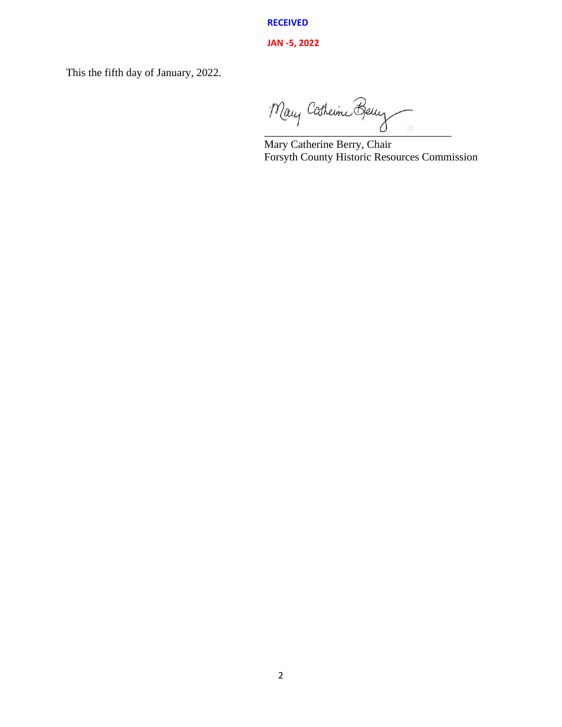**RECEIVED**

**JAN -5, 2022**

This the fifth day of January, 2022.

Mary Catherine Berry

\_\_\_\_\_\_\_\_\_\_\_\_\_\_\_\_\_\_\_\_\_\_\_\_\_\_\_\_\_\_\_\_\_\_\_

Mary Catherine Berry, Chair
Forsyth County Historic Resources Commission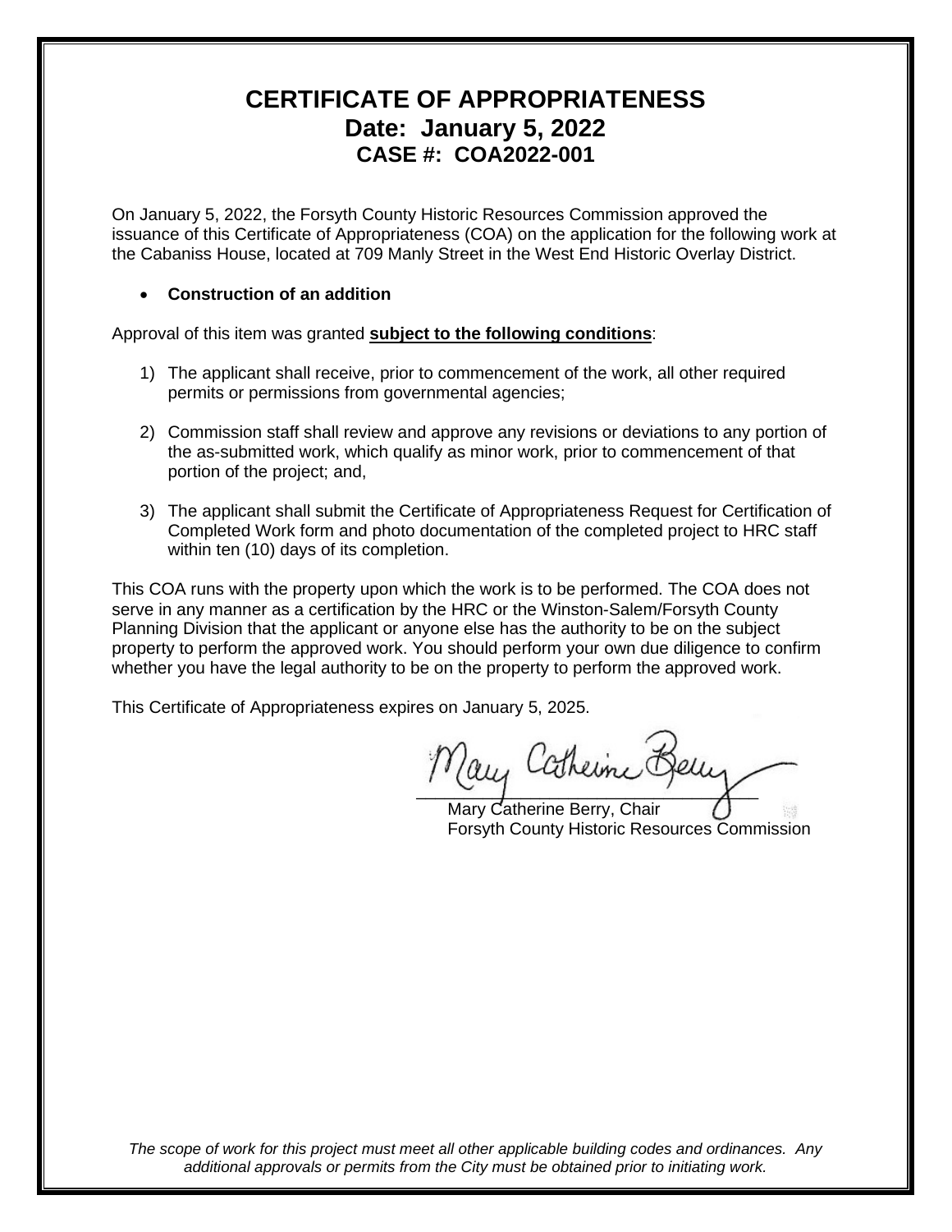# CERTIFICATE OF APPROPRIATENESS
## Date: January 5, 2022
### CASE #: COA2022-001

On January 5, 2022, the Forsyth County Historic Resources Commission approved the issuance of this Certificate of Appropriateness (COA) on the application for the following work at the Cabaniss House, located at 709 Manly Street in the West End Historic Overlay District.

- **Construction of an addition**

Approval of this item was granted **subject to the following conditions**:

1) The applicant shall receive, prior to commencement of the work, all other required permits or permissions from governmental agencies;

2) Commission staff shall review and approve any revisions or deviations to any portion of the as-submitted work, which qualify as minor work, prior to commencement of that portion of the project; and,

3) The applicant shall submit the Certificate of Appropriateness Request for Certification of Completed Work form and photo documentation of the completed project to HRC staff within ten (10) days of its completion.

This COA runs with the property upon which the work is to be performed. The COA does not serve in any manner as a certification by the HRC or the Winston-Salem/Forsyth County Planning Division that the applicant or anyone else has the authority to be on the subject property to perform the approved work. You should perform your own due diligence to confirm whether you have the legal authority to be on the property to perform the approved work.

This Certificate of Appropriateness expires on January 5, 2025.

Mary Catherine Berry, Chair
Forsyth County Historic Resources Commission

*The scope of work for this project must meet all other applicable building codes and ordinances. Any additional approvals or permits from the City must be obtained prior to initiating work.*